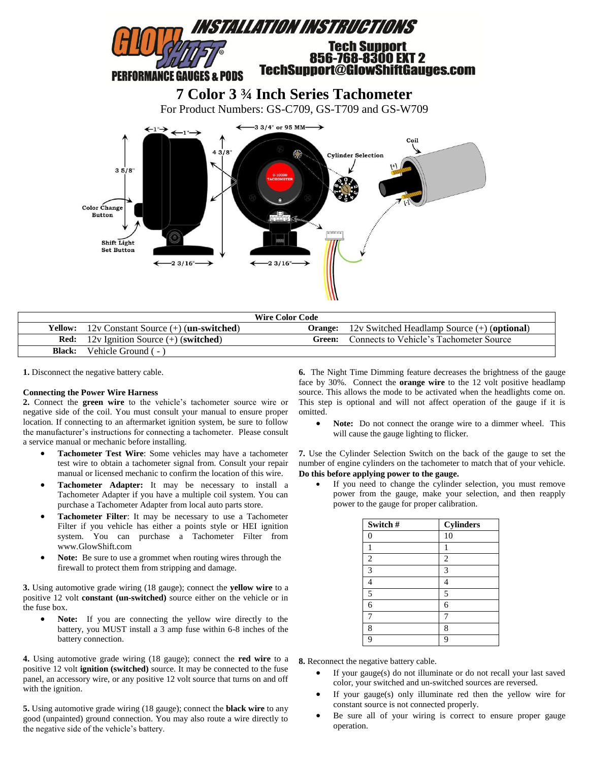# INSTALLATION INSTRUCTIONS

**GLOWSHIFT® PERFORMANCE GAUGES & PODS**

**Tech Support**
**856-768-8300 EXT 2**
**TechSupport@GlowShiftGauges.com**

# 7 Color 3 ¾ Inch Series Tachometer

For Product Numbers: GS-C709, GS-T709 and GS-W709

| Wire Color Code | | | |
|---|---|---|---|
| **Yellow:** | 12v Constant Source (+) (**un-switched**) | **Orange:** | 12v Switched Headlamp Source (+) (**optional**) |
| **Red:** | 12v Ignition Source (+) (**switched**) | **Green:** | Connects to Vehicle's Tachometer Source |
| **Black:** | Vehicle Ground ( - ) | | |

**1.** Disconnect the negative battery cable.

**Connecting the Power Wire Harness**

**2.** Connect the **green wire** to the vehicle's tachometer source wire or negative side of the coil. You must consult your manual to ensure proper location. If connecting to an aftermarket ignition system, be sure to follow the manufacturer's instructions for connecting a tachometer. Please consult a service manual or mechanic before installing.

- **Tachometer Test Wire**: Some vehicles may have a tachometer test wire to obtain a tachometer signal from. Consult your repair manual or licensed mechanic to confirm the location of this wire.
- **Tachometer Adapter:** It may be necessary to install a Tachometer Adapter if you have a multiple coil system. You can purchase a Tachometer Adapter from local auto parts store.
- **Tachometer Filter**: It may be necessary to use a Tachometer Filter if you vehicle has either a points style or HEI ignition system. You can purchase a Tachometer Filter from www.GlowShift.com
- **Note:** Be sure to use a grommet when routing wires through the firewall to protect them from stripping and damage.

**3.** Using automotive grade wiring (18 gauge); connect the **yellow wire** to a positive 12 volt **constant (un-switched)** source either on the vehicle or in the fuse box.

- **Note:** If you are connecting the yellow wire directly to the battery, you MUST install a 3 amp fuse within 6-8 inches of the battery connection.

**4.** Using automotive grade wiring (18 gauge); connect the **red wire** to a positive 12 volt **ignition (switched)** source. It may be connected to the fuse panel, an accessory wire, or any positive 12 volt source that turns on and off with the ignition.

**5.** Using automotive grade wiring (18 gauge); connect the **black wire** to any good (unpainted) ground connection. You may also route a wire directly to the negative side of the vehicle's battery.

**6.** The Night Time Dimming feature decreases the brightness of the gauge face by 30%. Connect the **orange wire** to the 12 volt positive headlamp source. This allows the mode to be activated when the headlights come on. This step is optional and will not affect operation of the gauge if it is omitted.

- **Note:** Do not connect the orange wire to a dimmer wheel. This will cause the gauge lighting to flicker.

**7.** Use the Cylinder Selection Switch on the back of the gauge to set the number of engine cylinders on the tachometer to match that of your vehicle. **Do this before applying power to the gauge.**

- If you need to change the cylinder selection, you must remove power from the gauge, make your selection, and then reapply power to the gauge for proper calibration.

| Switch # | Cylinders |
|---|---|
| 0 | 10 |
| 1 | 1 |
| 2 | 2 |
| 3 | 3 |
| 4 | 4 |
| 5 | 5 |
| 6 | 6 |
| 7 | 7 |
| 8 | 8 |
| 9 | 9 |

**8.** Reconnect the negative battery cable.

- If your gauge(s) do not illuminate or do not recall your last saved color, your switched and un-switched sources are reversed.
- If your gauge(s) only illuminate red then the yellow wire for constant source is not connected properly.
- Be sure all of your wiring is correct to ensure proper gauge operation.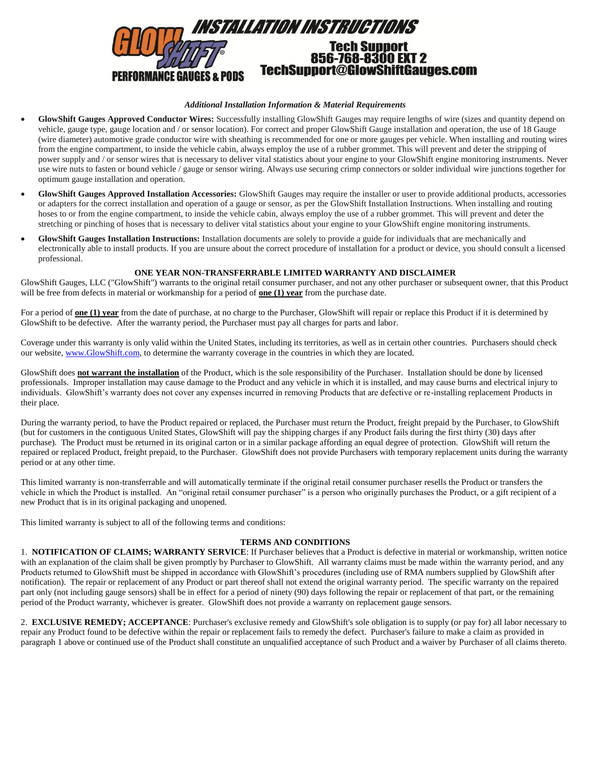# INSTALLATION INSTRUCTIONS

**GLOWSHIFT® PERFORMANCE GAUGES & PODS**

**Tech Support**
**856-768-8300 EXT 2**
**TechSupport@GlowShiftGauges.com**

*Additional Installation Information & Material Requirements*

- **GlowShift Gauges Approved Conductor Wires:** Successfully installing GlowShift Gauges may require lengths of wire (sizes and quantity depend on vehicle, gauge type, gauge location and / or sensor location). For correct and proper GlowShift Gauge installation and operation, the use of 18 Gauge (wire diameter) automotive grade conductor wire with sheathing is recommended for one or more gauges per vehicle. When installing and routing wires from the engine compartment, to inside the vehicle cabin, always employ the use of a rubber grommet. This will prevent and deter the stripping of power supply and / or sensor wires that is necessary to deliver vital statistics about your engine to your GlowShift engine monitoring instruments. Never use wire nuts to fasten or bound vehicle / gauge or sensor wiring. Always use securing crimp connectors or solder individual wire junctions together for optimum gauge installation and operation.
- **GlowShift Gauges Approved Installation Accessories:** GlowShift Gauges may require the installer or user to provide additional products, accessories or adapters for the correct installation and operation of a gauge or sensor, as per the GlowShift Installation Instructions. When installing and routing hoses to or from the engine compartment, to inside the vehicle cabin, always employ the use of a rubber grommet. This will prevent and deter the stretching or pinching of hoses that is necessary to deliver vital statistics about your engine to your GlowShift engine monitoring instruments.
- **GlowShift Gauges Installation Instructions:** Installation documents are solely to provide a guide for individuals that are mechanically and electronically able to install products. If you are unsure about the correct procedure of installation for a product or device, you should consult a licensed professional.

## ONE YEAR NON-TRANSFERRABLE LIMITED WARRANTY AND DISCLAIMER

GlowShift Gauges, LLC ("GlowShift") warrants to the original retail consumer purchaser, and not any other purchaser or subsequent owner, that this Product will be free from defects in material or workmanship for a period of **one (1) year** from the purchase date.

For a period of **one (1) year** from the date of purchase, at no charge to the Purchaser, GlowShift will repair or replace this Product if it is determined by GlowShift to be defective. After the warranty period, the Purchaser must pay all charges for parts and labor.

Coverage under this warranty is only valid within the United States, including its territories, as well as in certain other countries. Purchasers should check our website, www.GlowShift.com, to determine the warranty coverage in the countries in which they are located.

GlowShift does **not warrant the installation** of the Product, which is the sole responsibility of the Purchaser. Installation should be done by licensed professionals. Improper installation may cause damage to the Product and any vehicle in which it is installed, and may cause burns and electrical injury to individuals. GlowShift's warranty does not cover any expenses incurred in removing Products that are defective or re-installing replacement Products in their place.

During the warranty period, to have the Product repaired or replaced, the Purchaser must return the Product, freight prepaid by the Purchaser, to GlowShift (but for customers in the contiguous United States, GlowShift will pay the shipping charges if any Product fails during the first thirty (30) days after purchase). The Product must be returned in its original carton or in a similar package affording an equal degree of protection. GlowShift will return the repaired or replaced Product, freight prepaid, to the Purchaser. GlowShift does not provide Purchasers with temporary replacement units during the warranty period or at any other time.

This limited warranty is non-transferrable and will automatically terminate if the original retail consumer purchaser resells the Product or transfers the vehicle in which the Product is installed. An "original retail consumer purchaser" is a person who originally purchases the Product, or a gift recipient of a new Product that is in its original packaging and unopened.

This limited warranty is subject to all of the following terms and conditions:

## TERMS AND CONDITIONS

1. **NOTIFICATION OF CLAIMS; WARRANTY SERVICE**: If Purchaser believes that a Product is defective in material or workmanship, written notice with an explanation of the claim shall be given promptly by Purchaser to GlowShift. All warranty claims must be made within the warranty period, and any Products returned to GlowShift must be shipped in accordance with GlowShift's procedures (including use of RMA numbers supplied by GlowShift after notification). The repair or replacement of any Product or part thereof shall not extend the original warranty period. The specific warranty on the repaired part only (not including gauge sensors) shall be in effect for a period of ninety (90) days following the repair or replacement of that part, or the remaining period of the Product warranty, whichever is greater. GlowShift does not provide a warranty on replacement gauge sensors.

2. **EXCLUSIVE REMEDY; ACCEPTANCE**: Purchaser's exclusive remedy and GlowShift's sole obligation is to supply (or pay for) all labor necessary to repair any Product found to be defective within the repair or replacement fails to remedy the defect. Purchaser's failure to make a claim as provided in paragraph 1 above or continued use of the Product shall constitute an unqualified acceptance of such Product and a waiver by Purchaser of all claims thereto.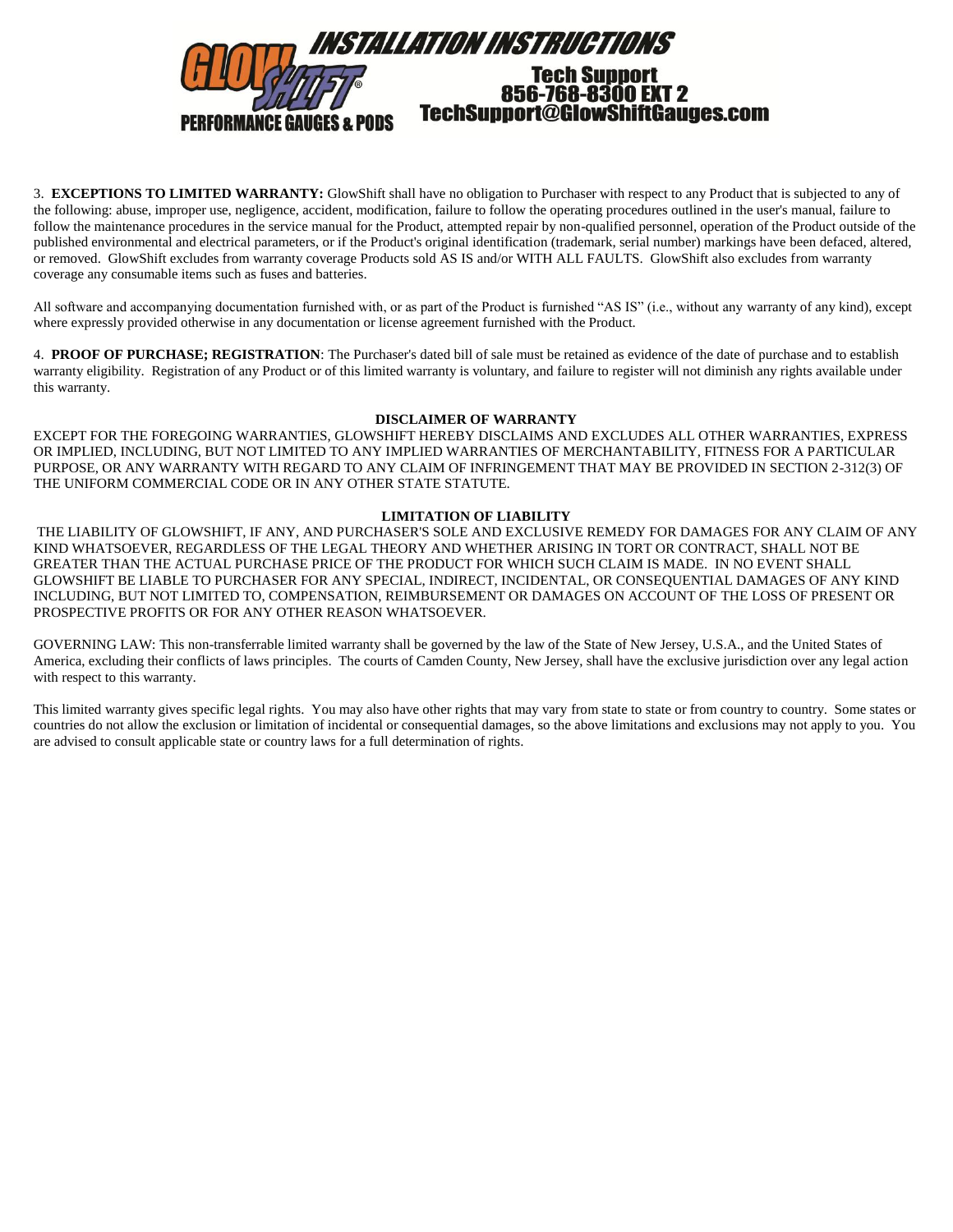3. **EXCEPTIONS TO LIMITED WARRANTY:** GlowShift shall have no obligation to Purchaser with respect to any Product that is subjected to any of the following: abuse, improper use, negligence, accident, modification, failure to follow the operating procedures outlined in the user's manual, failure to follow the maintenance procedures in the service manual for the Product, attempted repair by non-qualified personnel, operation of the Product outside of the published environmental and electrical parameters, or if the Product's original identification (trademark, serial number) markings have been defaced, altered, or removed. GlowShift excludes from warranty coverage Products sold AS IS and/or WITH ALL FAULTS. GlowShift also excludes from warranty coverage any consumable items such as fuses and batteries.

All software and accompanying documentation furnished with, or as part of the Product is furnished "AS IS" (i.e., without any warranty of any kind), except where expressly provided otherwise in any documentation or license agreement furnished with the Product.

4. **PROOF OF PURCHASE; REGISTRATION**: The Purchaser's dated bill of sale must be retained as evidence of the date of purchase and to establish warranty eligibility. Registration of any Product or of this limited warranty is voluntary, and failure to register will not diminish any rights available under this warranty.

**DISCLAIMER OF WARRANTY**

EXCEPT FOR THE FOREGOING WARRANTIES, GLOWSHIFT HEREBY DISCLAIMS AND EXCLUDES ALL OTHER WARRANTIES, EXPRESS OR IMPLIED, INCLUDING, BUT NOT LIMITED TO ANY IMPLIED WARRANTIES OF MERCHANTABILITY, FITNESS FOR A PARTICULAR PURPOSE, OR ANY WARRANTY WITH REGARD TO ANY CLAIM OF INFRINGEMENT THAT MAY BE PROVIDED IN SECTION 2-312(3) OF THE UNIFORM COMMERCIAL CODE OR IN ANY OTHER STATE STATUTE.

**LIMITATION OF LIABILITY**

THE LIABILITY OF GLOWSHIFT, IF ANY, AND PURCHASER'S SOLE AND EXCLUSIVE REMEDY FOR DAMAGES FOR ANY CLAIM OF ANY KIND WHATSOEVER, REGARDLESS OF THE LEGAL THEORY AND WHETHER ARISING IN TORT OR CONTRACT, SHALL NOT BE GREATER THAN THE ACTUAL PURCHASE PRICE OF THE PRODUCT FOR WHICH SUCH CLAIM IS MADE. IN NO EVENT SHALL GLOWSHIFT BE LIABLE TO PURCHASER FOR ANY SPECIAL, INDIRECT, INCIDENTAL, OR CONSEQUENTIAL DAMAGES OF ANY KIND INCLUDING, BUT NOT LIMITED TO, COMPENSATION, REIMBURSEMENT OR DAMAGES ON ACCOUNT OF THE LOSS OF PRESENT OR PROSPECTIVE PROFITS OR FOR ANY OTHER REASON WHATSOEVER.

GOVERNING LAW: This non-transferrable limited warranty shall be governed by the law of the State of New Jersey, U.S.A., and the United States of America, excluding their conflicts of laws principles. The courts of Camden County, New Jersey, shall have the exclusive jurisdiction over any legal action with respect to this warranty.

This limited warranty gives specific legal rights. You may also have other rights that may vary from state to state or from country to country. Some states or countries do not allow the exclusion or limitation of incidental or consequential damages, so the above limitations and exclusions may not apply to you. You are advised to consult applicable state or country laws for a full determination of rights.